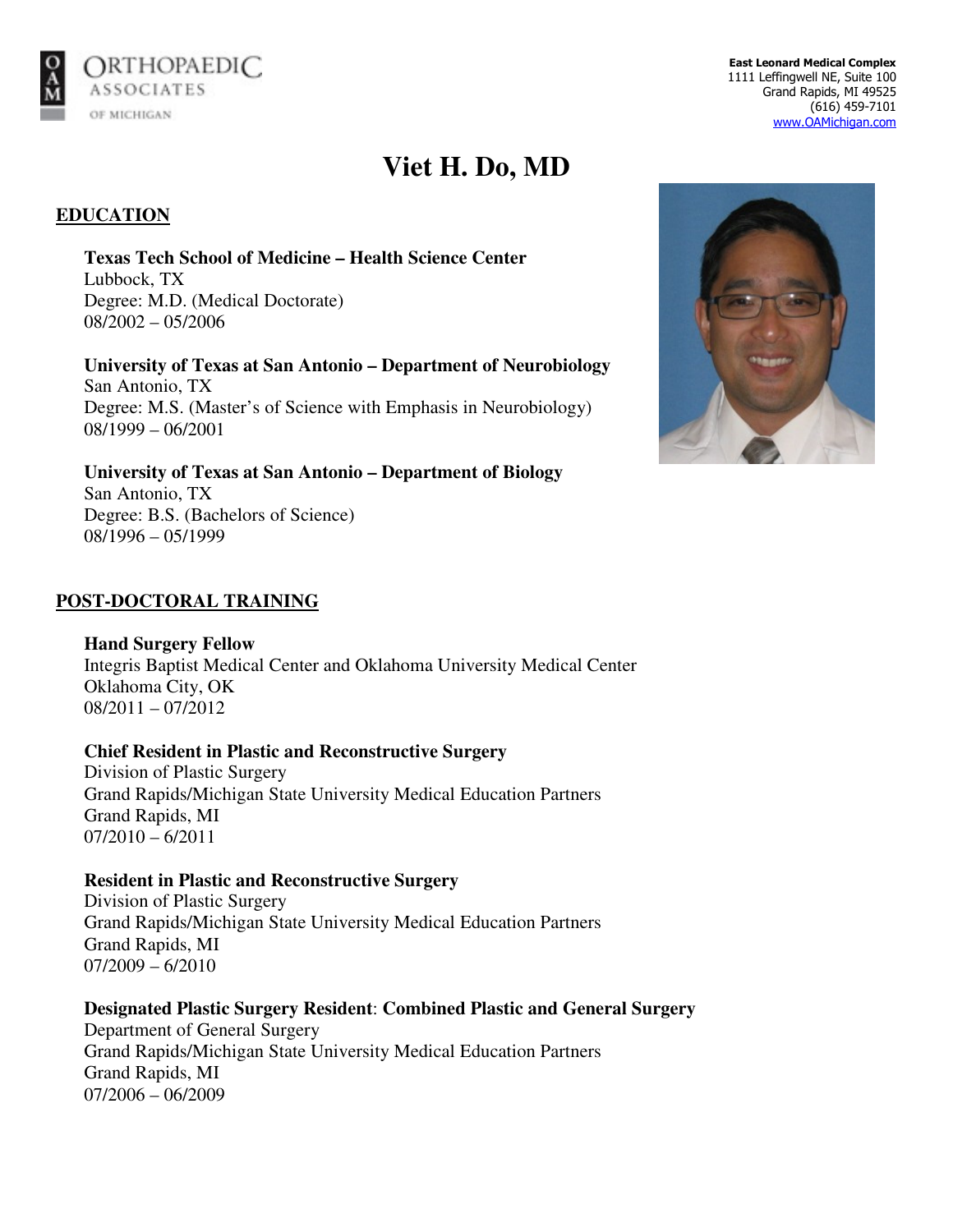ORTHOPAEDIC ASSOCIATES OF MICHIGAN

**East Leonard Medical Complex**
1111 Leffingwell NE, Suite 100
Grand Rapids, MI 49525
(616) 459-7101
www.OAMichigan.com

# Viet H. Do, MD

## EDUCATION

**Texas Tech School of Medicine – Health Science Center**
Lubbock, TX
Degree: M.D. (Medical Doctorate)
08/2002 – 05/2006

**University of Texas at San Antonio – Department of Neurobiology**
San Antonio, TX
Degree: M.S. (Master's of Science with Emphasis in Neurobiology)
08/1999 – 06/2001

**University of Texas at San Antonio – Department of Biology**
San Antonio, TX
Degree: B.S. (Bachelors of Science)
08/1996 – 05/1999

## POST-DOCTORAL TRAINING

**Hand Surgery Fellow**
Integris Baptist Medical Center and Oklahoma University Medical Center
Oklahoma City, OK
08/2011 – 07/2012

**Chief Resident in Plastic and Reconstructive Surgery**
Division of Plastic Surgery
Grand Rapids/Michigan State University Medical Education Partners
Grand Rapids, MI
07/2010 – 6/2011

**Resident in Plastic and Reconstructive Surgery**
Division of Plastic Surgery
Grand Rapids/Michigan State University Medical Education Partners
Grand Rapids, MI
07/2009 – 6/2010

**Designated Plastic Surgery Resident**: **Combined Plastic and General Surgery**
Department of General Surgery
Grand Rapids/Michigan State University Medical Education Partners
Grand Rapids, MI
07/2006 – 06/2009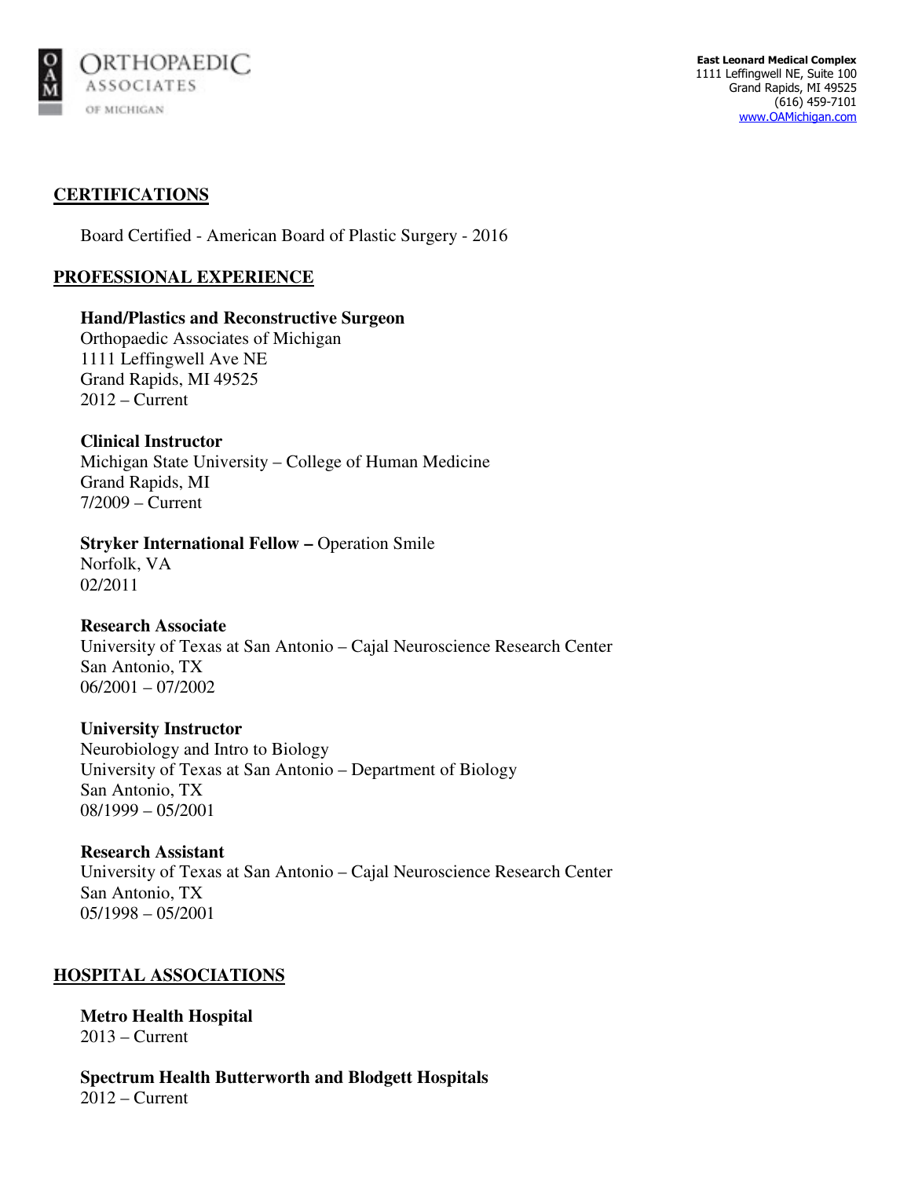## CERTIFICATIONS

Board Certified - American Board of Plastic Surgery - 2016

## PROFESSIONAL EXPERIENCE

**Hand/Plastics and Reconstructive Surgeon**
Orthopaedic Associates of Michigan
1111 Leffingwell Ave NE
Grand Rapids, MI 49525
2012 – Current

**Clinical Instructor**
Michigan State University – College of Human Medicine
Grand Rapids, MI
7/2009 – Current

**Stryker International Fellow –** Operation Smile
Norfolk, VA
02/2011

**Research Associate**
University of Texas at San Antonio – Cajal Neuroscience Research Center
San Antonio, TX
06/2001 – 07/2002

**University Instructor**
Neurobiology and Intro to Biology
University of Texas at San Antonio – Department of Biology
San Antonio, TX
08/1999 – 05/2001

**Research Assistant**
University of Texas at San Antonio – Cajal Neuroscience Research Center
San Antonio, TX
05/1998 – 05/2001

## HOSPITAL ASSOCIATIONS

**Metro Health Hospital**
2013 – Current

**Spectrum Health Butterworth and Blodgett Hospitals**
2012 – Current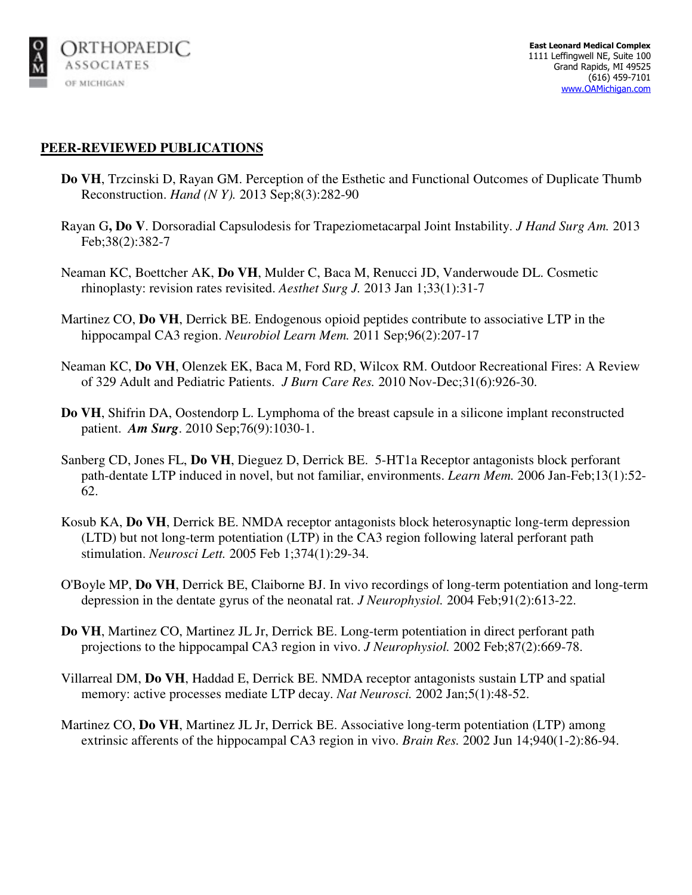## PEER-REVIEWED PUBLICATIONS

**Do VH**, Trzcinski D, Rayan GM. Perception of the Esthetic and Functional Outcomes of Duplicate Thumb Reconstruction. *Hand (N Y).* 2013 Sep;8(3):282-90

Rayan G**, Do V**. Dorsoradial Capsulodesis for Trapeziometacarpal Joint Instability. *J Hand Surg Am.* 2013 Feb;38(2):382-7

Neaman KC, Boettcher AK, **Do VH**, Mulder C, Baca M, Renucci JD, Vanderwoude DL. Cosmetic rhinoplasty: revision rates revisited. *Aesthet Surg J.* 2013 Jan 1;33(1):31-7

Martinez CO, **Do VH**, Derrick BE. Endogenous opioid peptides contribute to associative LTP in the hippocampal CA3 region. *Neurobiol Learn Mem.* 2011 Sep;96(2):207-17

Neaman KC, **Do VH**, Olenzek EK, Baca M, Ford RD, Wilcox RM. Outdoor Recreational Fires: A Review of 329 Adult and Pediatric Patients. *J Burn Care Res.* 2010 Nov-Dec;31(6):926-30.

**Do VH**, Shifrin DA, Oostendorp L. Lymphoma of the breast capsule in a silicone implant reconstructed patient. ***Am Surg***. 2010 Sep;76(9):1030-1.

Sanberg CD, Jones FL, **Do VH**, Dieguez D, Derrick BE. 5-HT1a Receptor antagonists block perforant path-dentate LTP induced in novel, but not familiar, environments. *Learn Mem.* 2006 Jan-Feb;13(1):52-62.

Kosub KA, **Do VH**, Derrick BE. NMDA receptor antagonists block heterosynaptic long-term depression (LTD) but not long-term potentiation (LTP) in the CA3 region following lateral perforant path stimulation. *Neurosci Lett.* 2005 Feb 1;374(1):29-34.

O'Boyle MP, **Do VH**, Derrick BE, Claiborne BJ. In vivo recordings of long-term potentiation and long-term depression in the dentate gyrus of the neonatal rat. *J Neurophysiol.* 2004 Feb;91(2):613-22.

**Do VH**, Martinez CO, Martinez JL Jr, Derrick BE. Long-term potentiation in direct perforant path projections to the hippocampal CA3 region in vivo. *J Neurophysiol.* 2002 Feb;87(2):669-78.

Villarreal DM, **Do VH**, Haddad E, Derrick BE. NMDA receptor antagonists sustain LTP and spatial memory: active processes mediate LTP decay. *Nat Neurosci.* 2002 Jan;5(1):48-52.

Martinez CO, **Do VH**, Martinez JL Jr, Derrick BE. Associative long-term potentiation (LTP) among extrinsic afferents of the hippocampal CA3 region in vivo. *Brain Res.* 2002 Jun 14;940(1-2):86-94.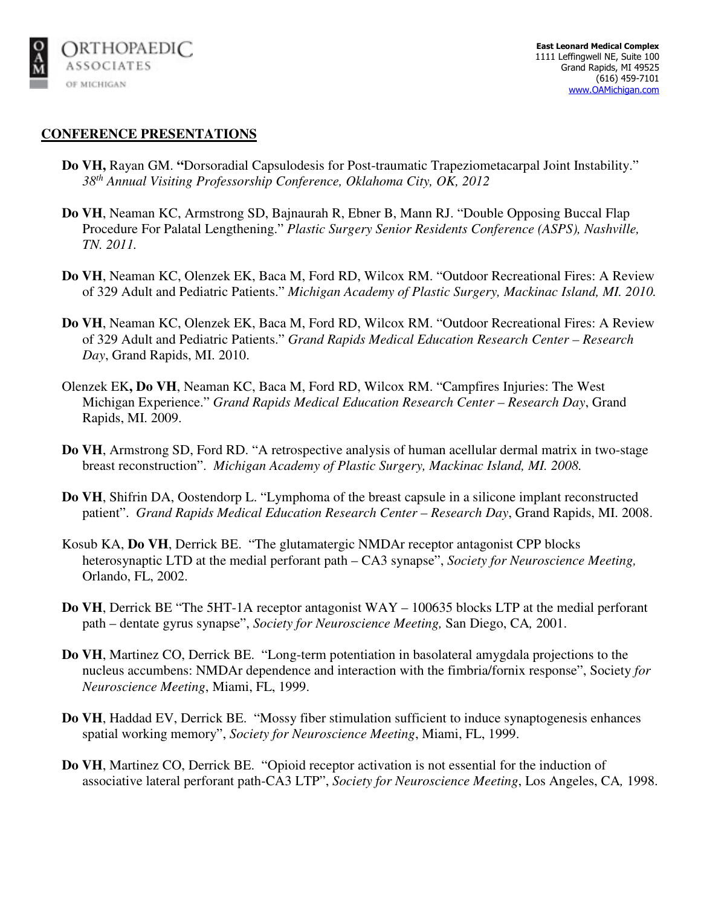## CONFERENCE PRESENTATIONS

**Do VH,** Rayan GM. **"**Dorsoradial Capsulodesis for Post-traumatic Trapeziometacarpal Joint Instability." *38th Annual Visiting Professorship Conference, Oklahoma City, OK, 2012*

**Do VH**, Neaman KC, Armstrong SD, Bajnaurah R, Ebner B, Mann RJ. "Double Opposing Buccal Flap Procedure For Palatal Lengthening." *Plastic Surgery Senior Residents Conference (ASPS), Nashville, TN. 2011.*

**Do VH**, Neaman KC, Olenzek EK, Baca M, Ford RD, Wilcox RM. "Outdoor Recreational Fires: A Review of 329 Adult and Pediatric Patients." *Michigan Academy of Plastic Surgery, Mackinac Island, MI. 2010.*

**Do VH**, Neaman KC, Olenzek EK, Baca M, Ford RD, Wilcox RM. "Outdoor Recreational Fires: A Review of 329 Adult and Pediatric Patients." *Grand Rapids Medical Education Research Center – Research Day*, Grand Rapids, MI. 2010.

Olenzek EK**, Do VH**, Neaman KC, Baca M, Ford RD, Wilcox RM. "Campfires Injuries: The West Michigan Experience." *Grand Rapids Medical Education Research Center – Research Day*, Grand Rapids, MI. 2009.

**Do VH**, Armstrong SD, Ford RD. "A retrospective analysis of human acellular dermal matrix in two-stage breast reconstruction". *Michigan Academy of Plastic Surgery, Mackinac Island, MI. 2008.*

**Do VH**, Shifrin DA, Oostendorp L. "Lymphoma of the breast capsule in a silicone implant reconstructed patient". *Grand Rapids Medical Education Research Center – Research Day*, Grand Rapids, MI. 2008.

Kosub KA, **Do VH**, Derrick BE. "The glutamatergic NMDAr receptor antagonist CPP blocks heterosynaptic LTD at the medial perforant path – CA3 synapse", *Society for Neuroscience Meeting,* Orlando, FL, 2002.

**Do VH**, Derrick BE "The 5HT-1A receptor antagonist WAY – 100635 blocks LTP at the medial perforant path – dentate gyrus synapse", *Society for Neuroscience Meeting,* San Diego, CA*,* 2001.

**Do VH**, Martinez CO, Derrick BE. "Long-term potentiation in basolateral amygdala projections to the nucleus accumbens: NMDAr dependence and interaction with the fimbria/fornix response", Society *for Neuroscience Meeting*, Miami, FL, 1999.

**Do VH**, Haddad EV, Derrick BE. "Mossy fiber stimulation sufficient to induce synaptogenesis enhances spatial working memory", *Society for Neuroscience Meeting*, Miami, FL, 1999.

**Do VH**, Martinez CO, Derrick BE. "Opioid receptor activation is not essential for the induction of associative lateral perforant path-CA3 LTP", *Society for Neuroscience Meeting*, Los Angeles, CA*,* 1998.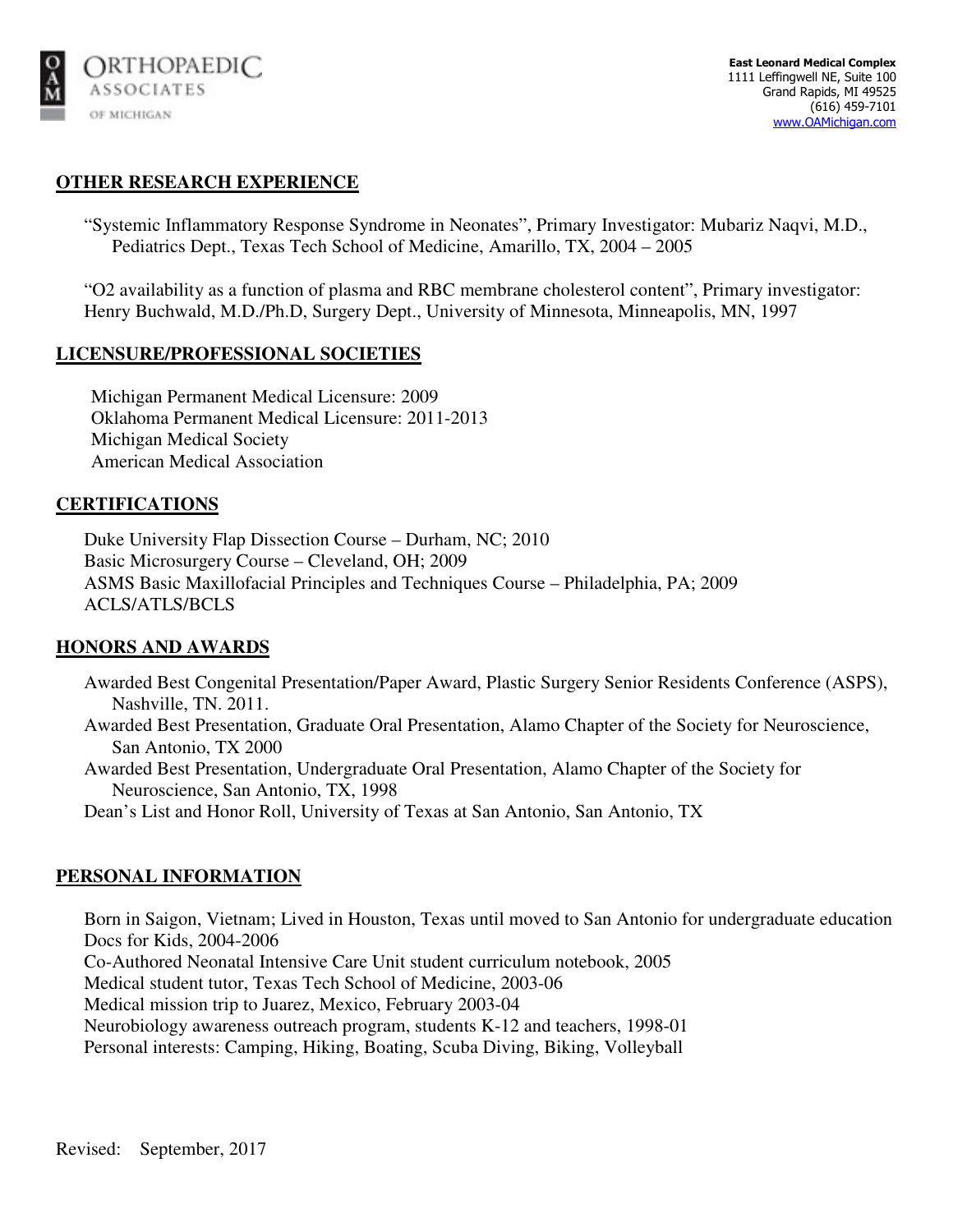## OTHER RESEARCH EXPERIENCE

"Systemic Inflammatory Response Syndrome in Neonates", Primary Investigator: Mubariz Naqvi, M.D., Pediatrics Dept., Texas Tech School of Medicine, Amarillo, TX, 2004 – 2005

"O2 availability as a function of plasma and RBC membrane cholesterol content", Primary investigator: Henry Buchwald, M.D./Ph.D, Surgery Dept., University of Minnesota, Minneapolis, MN, 1997

## LICENSURE/PROFESSIONAL SOCIETIES

Michigan Permanent Medical Licensure: 2009
Oklahoma Permanent Medical Licensure: 2011-2013
Michigan Medical Society
American Medical Association

## CERTIFICATIONS

Duke University Flap Dissection Course – Durham, NC; 2010
Basic Microsurgery Course – Cleveland, OH; 2009
ASMS Basic Maxillofacial Principles and Techniques Course – Philadelphia, PA; 2009
ACLS/ATLS/BCLS

## HONORS AND AWARDS

Awarded Best Congenital Presentation/Paper Award, Plastic Surgery Senior Residents Conference (ASPS), Nashville, TN. 2011.
Awarded Best Presentation, Graduate Oral Presentation, Alamo Chapter of the Society for Neuroscience, San Antonio, TX 2000
Awarded Best Presentation, Undergraduate Oral Presentation, Alamo Chapter of the Society for Neuroscience, San Antonio, TX, 1998
Dean's List and Honor Roll, University of Texas at San Antonio, San Antonio, TX

## PERSONAL INFORMATION

Born in Saigon, Vietnam; Lived in Houston, Texas until moved to San Antonio for undergraduate education
Docs for Kids, 2004-2006
Co-Authored Neonatal Intensive Care Unit student curriculum notebook, 2005
Medical student tutor, Texas Tech School of Medicine, 2003-06
Medical mission trip to Juarez, Mexico, February 2003-04
Neurobiology awareness outreach program, students K-12 and teachers, 1998-01
Personal interests: Camping, Hiking, Boating, Scuba Diving, Biking, Volleyball

Revised: September, 2017